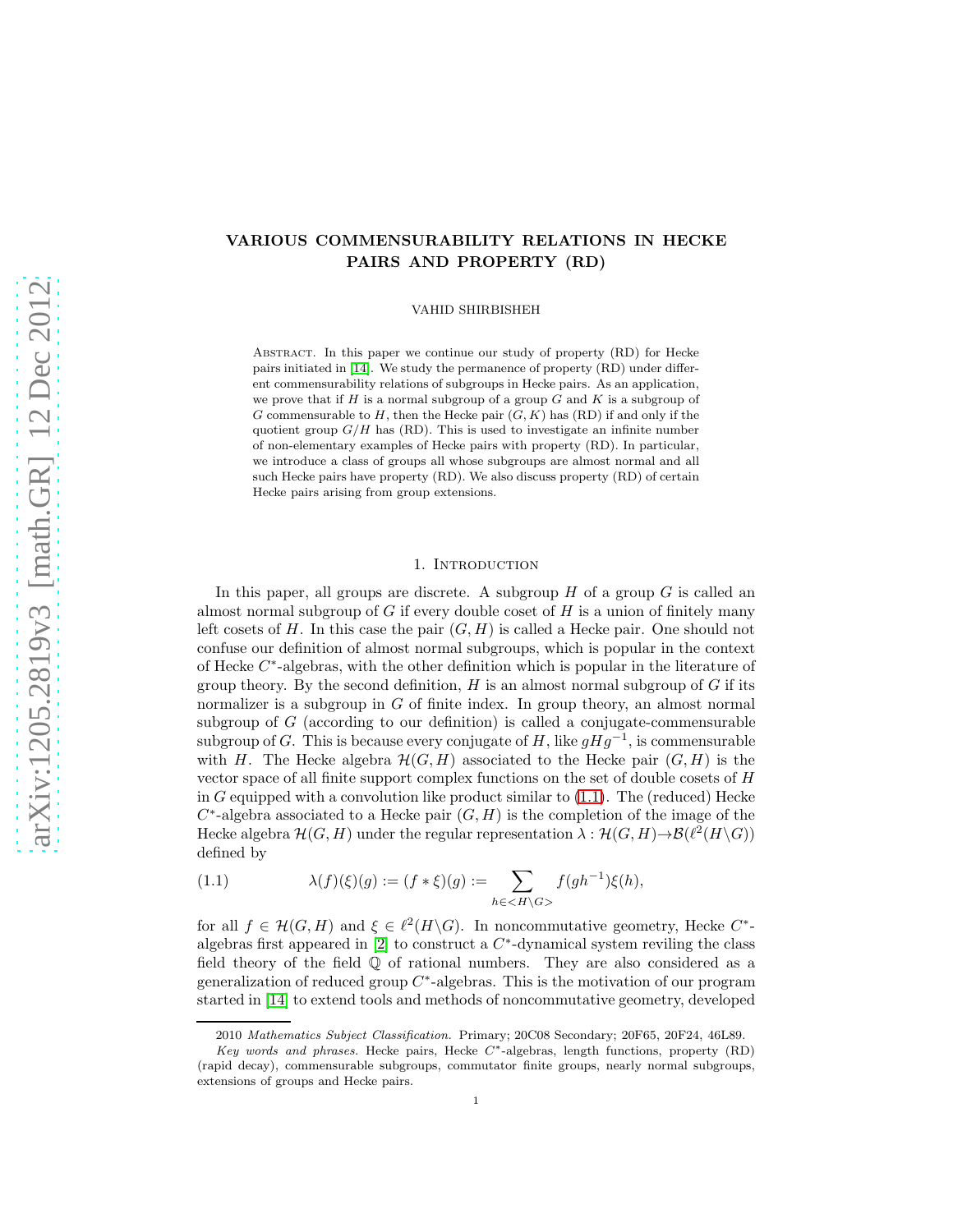# VARIOUS COMMENSURABILITY RELATIONS IN HECKE PAIRS AND PROPERTY (RD)

VAHID SHIRBISHEH

ABSTRACT. In this paper we continue our study of property (RD) for Hecke pairs initiated in [14]. We study the permanence of property (RD) under different commensurability relations of subgroups in Hecke pairs. As an application, we prove that if $H$ is a normal subgroup of a group $G$ and $K$ is a subgroup of $G$ commensurable to $H$, then the Hecke pair $(G, K)$ has (RD) if and only if the quotient group $G/H$ has (RD). This is used to investigate an infinite number of non-elementary examples of Hecke pairs with property (RD). In particular, we introduce a class of groups all whose subgroups are almost normal and all such Hecke pairs have property (RD). We also discuss property (RD) of certain Hecke pairs arising from group extensions.

## 1. Introduction

In this paper, all groups are discrete. A subgroup $H$ of a group $G$ is called an almost normal subgroup of $G$ if every double coset of $H$ is a union of finitely many left cosets of $H$. In this case the pair $(G, H)$ is called a Hecke pair. One should not confuse our definition of almost normal subgroups, which is popular in the context of Hecke $C^*$-algebras, with the other definition which is popular in the literature of group theory. By the second definition, $H$ is an almost normal subgroup of $G$ if its normalizer is a subgroup in $G$ of finite index. In group theory, an almost normal subgroup of $G$ (according to our definition) is called a conjugate-commensurable subgroup of $G$. This is because every conjugate of $H$, like $gHg^{-1}$, is commensurable with $H$. The Hecke algebra $\mathcal{H}(G, H)$ associated to the Hecke pair $(G, H)$ is the vector space of all finite support complex functions on the set of double cosets of $H$ in $G$ equipped with a convolution like product similar to (1.1). The (reduced) Hecke $C^*$-algebra associated to a Hecke pair $(G, H)$ is the completion of the image of the Hecke algebra $\mathcal{H}(G, H)$ under the regular representation $\lambda : \mathcal{H}(G, H) \to \mathcal{B}(\ell^2(H\backslash G))$ defined by

$$
\lambda(f)(\xi)(g) := (f * \xi)(g) := \sum_{h \in <H\backslash G>} f(gh^{-1})\xi(h), \tag{1.1}
$$

for all $f \in \mathcal{H}(G, H)$ and $\xi \in \ell^2(H\backslash G)$. In noncommutative geometry, Hecke $C^*$-algebras first appeared in [2] to construct a $C^*$-dynamical system reviling the class field theory of the field $\mathbb{Q}$ of rational numbers. They are also considered as a generalization of reduced group $C^*$-algebras. This is the motivation of our program started in [14] to extend tools and methods of noncommutative geometry, developed

---

2010 *Mathematics Subject Classification.* Primary; 20C08 Secondary; 20F65, 20F24, 46L89.

*Key words and phrases.* Hecke pairs, Hecke $C^*$-algebras, length functions, property (RD) (rapid decay), commensurable subgroups, commutator finite groups, nearly normal subgroups, extensions of groups and Hecke pairs.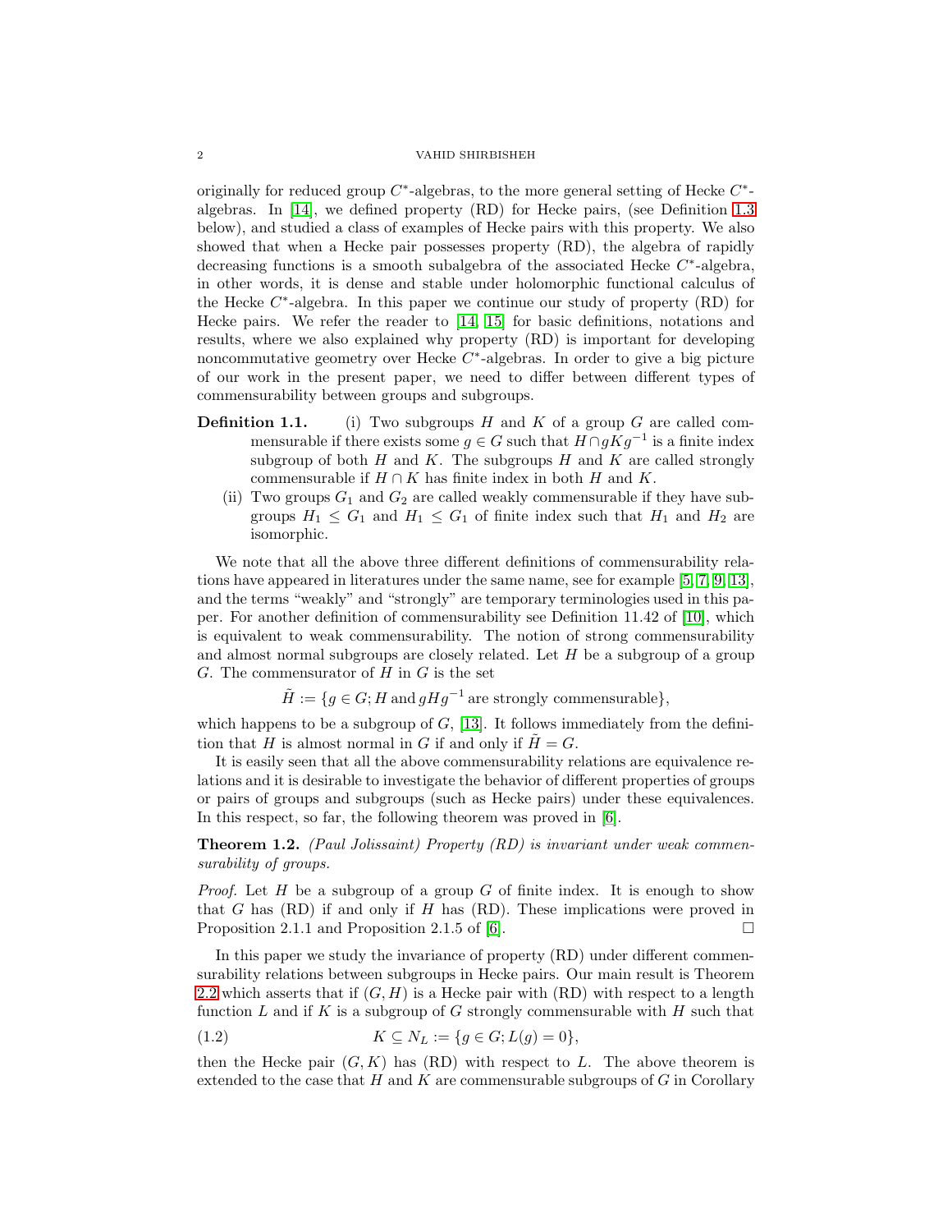originally for reduced group $C^*$-algebras, to the more general setting of Hecke $C^*$-algebras. In [14], we defined property (RD) for Hecke pairs, (see Definition 1.3 below), and studied a class of examples of Hecke pairs with this property. We also showed that when a Hecke pair possesses property (RD), the algebra of rapidly decreasing functions is a smooth subalgebra of the associated Hecke $C^*$-algebra, in other words, it is dense and stable under holomorphic functional calculus of the Hecke $C^*$-algebra. In this paper we continue our study of property (RD) for Hecke pairs. We refer the reader to [14, 15] for basic definitions, notations and results, where we also explained why property (RD) is important for developing noncommutative geometry over Hecke $C^*$-algebras. In order to give a big picture of our work in the present paper, we need to differ between different types of commensurability between groups and subgroups.

**Definition 1.1.**
(i) Two subgroups $H$ and $K$ of a group $G$ are called commensurable if there exists some $g \in G$ such that $H \cap gKg^{-1}$ is a finite index subgroup of both $H$ and $K$. The subgroups $H$ and $K$ are called strongly commensurable if $H \cap K$ has finite index in both $H$ and $K$.
(ii) Two groups $G_1$ and $G_2$ are called weakly commensurable if they have subgroups $H_1 \leq G_1$ and $H_1 \leq G_1$ of finite index such that $H_1$ and $H_2$ are isomorphic.

We note that all the above three different definitions of commensurability relations have appeared in literatures under the same name, see for example [5, 7, 9, 13], and the terms "weakly" and "strongly" are temporary terminologies used in this paper. For another definition of commensurability see Definition 11.42 of [10], which is equivalent to weak commensurability. The notion of strong commensurability and almost normal subgroups are closely related. Let $H$ be a subgroup of a group $G$. The commensurator of $H$ in $G$ is the set

$$\tilde{H} := \{g \in G; H \text{ and } gHg^{-1} \text{ are strongly commensurable}\},$$

which happens to be a subgroup of $G$, [13]. It follows immediately from the definition that $H$ is almost normal in $G$ if and only if $\tilde{H} = G$.

It is easily seen that all the above commensurability relations are equivalence relations and it is desirable to investigate the behavior of different properties of groups or pairs of groups and subgroups (such as Hecke pairs) under these equivalences. In this respect, so far, the following theorem was proved in [6].

**Theorem 1.2.** *(Paul Jolissaint) Property (RD) is invariant under weak commensurability of groups.*

*Proof.* Let $H$ be a subgroup of a group $G$ of finite index. It is enough to show that $G$ has (RD) if and only if $H$ has (RD). These implications were proved in Proposition 2.1.1 and Proposition 2.1.5 of [6]. □

In this paper we study the invariance of property (RD) under different commensurability relations between subgroups in Hecke pairs. Our main result is Theorem 2.2 which asserts that if $(G, H)$ is a Hecke pair with (RD) with respect to a length function $L$ and if $K$ is a subgroup of $G$ strongly commensurable with $H$ such that

$$K \subseteq N_L := \{g \in G; L(g) = 0\}, \tag{1.2}$$

then the Hecke pair $(G, K)$ has (RD) with respect to $L$. The above theorem is extended to the case that $H$ and $K$ are commensurable subgroups of $G$ in Corollary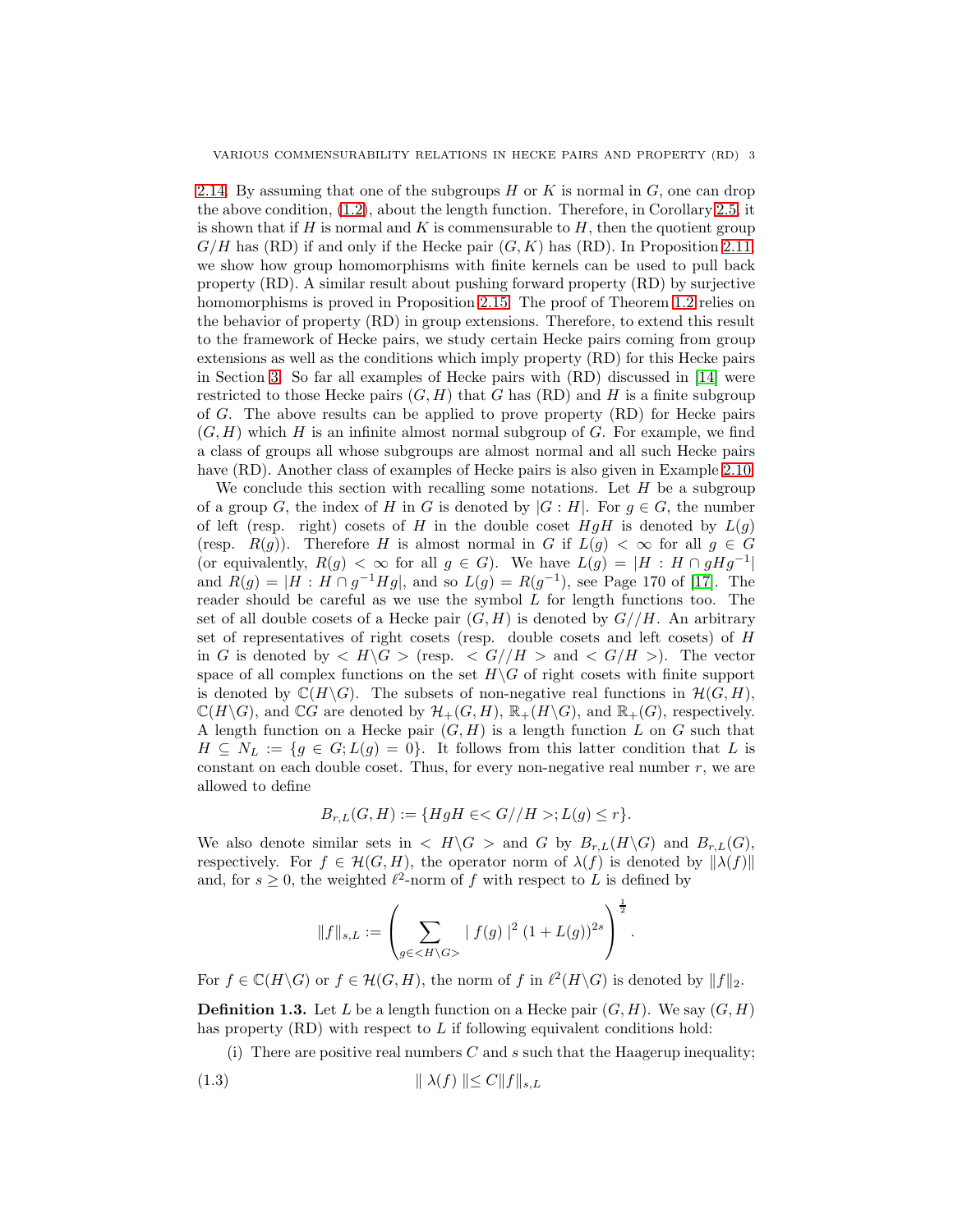2.14. By assuming that one of the subgroups $H$ or $K$ is normal in $G$, one can drop the above condition, (1.2), about the length function. Therefore, in Corollary 2.5, it is shown that if $H$ is normal and $K$ is commensurable to $H$, then the quotient group $G/H$ has (RD) if and only if the Hecke pair $(G, K)$ has (RD). In Proposition 2.11, we show how group homomorphisms with finite kernels can be used to pull back property (RD). A similar result about pushing forward property (RD) by surjective homomorphisms is proved in Proposition 2.15. The proof of Theorem 1.2 relies on the behavior of property (RD) in group extensions. Therefore, to extend this result to the framework of Hecke pairs, we study certain Hecke pairs coming from group extensions as well as the conditions which imply property (RD) for this Hecke pairs in Section 3. So far all examples of Hecke pairs with (RD) discussed in [14] were restricted to those Hecke pairs $(G, H)$ that $G$ has (RD) and $H$ is a finite subgroup of $G$. The above results can be applied to prove property (RD) for Hecke pairs $(G, H)$ which $H$ is an infinite almost normal subgroup of $G$. For example, we find a class of groups all whose subgroups are almost normal and all such Hecke pairs have (RD). Another class of examples of Hecke pairs is also given in Example 2.10.

We conclude this section with recalling some notations. Let $H$ be a subgroup of a group $G$, the index of $H$ in $G$ is denoted by $|G : H|$. For $g \in G$, the number of left (resp. right) cosets of $H$ in the double coset $HgH$ is denoted by $L(g)$ (resp. $R(g)$). Therefore $H$ is almost normal in $G$ if $L(g) < \infty$ for all $g \in G$ (or equivalently, $R(g) < \infty$ for all $g \in G$). We have $L(g) = |H : H \cap gHg^{-1}|$ and $R(g) = |H : H \cap g^{-1}Hg|$, and so $L(g) = R(g^{-1})$, see Page 170 of [17]. The reader should be careful as we use the symbol $L$ for length functions too. The set of all double cosets of a Hecke pair $(G, H)$ is denoted by $G//H$. An arbitrary set of representatives of right cosets (resp. double cosets and left cosets) of $H$ in $G$ is denoted by $< H\backslash G >$ (resp. $< G//H >$ and $< G/H >$). The vector space of all complex functions on the set $H\backslash G$ of right cosets with finite support is denoted by $\mathbb{C}(H\backslash G)$. The subsets of non-negative real functions in $\mathcal{H}(G, H)$, $\mathbb{C}(H\backslash G)$, and $\mathbb{C}G$ are denoted by $\mathcal{H}_+(G, H)$, $\mathbb{R}_+(H\backslash G)$, and $\mathbb{R}_+(G)$, respectively. A length function on a Hecke pair $(G, H)$ is a length function $L$ on $G$ such that $H \subseteq N_L := \{g \in G; L(g) = 0\}$. It follows from this latter condition that $L$ is constant on each double coset. Thus, for every non-negative real number $r$, we are allowed to define

$$B_{r,L}(G, H) := \{HgH \in < G//H >; L(g) \leq r\}.$$

We also denote similar sets in $< H\backslash G >$ and $G$ by $B_{r,L}(H\backslash G)$ and $B_{r,L}(G)$, respectively. For $f \in \mathcal{H}(G, H)$, the operator norm of $\lambda(f)$ is denoted by $\|\lambda(f)\|$ and, for $s \geq 0$, the weighted $\ell^2$-norm of $f$ with respect to $L$ is defined by

$$\|f\|_{s,L} := \left( \sum_{g \in < H\backslash G >} | f(g) |^2 (1 + L(g))^{2s} \right)^{\frac{1}{2}}.$$

For $f \in \mathbb{C}(H\backslash G)$ or $f \in \mathcal{H}(G, H)$, the norm of $f$ in $\ell^2(H\backslash G)$ is denoted by $\|f\|_2$.

**Definition 1.3.** Let $L$ be a length function on a Hecke pair $(G, H)$. We say $(G, H)$ has property (RD) with respect to $L$ if following equivalent conditions hold:

(i) There are positive real numbers $C$ and $s$ such that the Haagerup inequality;

$$\| \lambda(f) \| \leq C \|f\|_{s,L} \tag{1.3}$$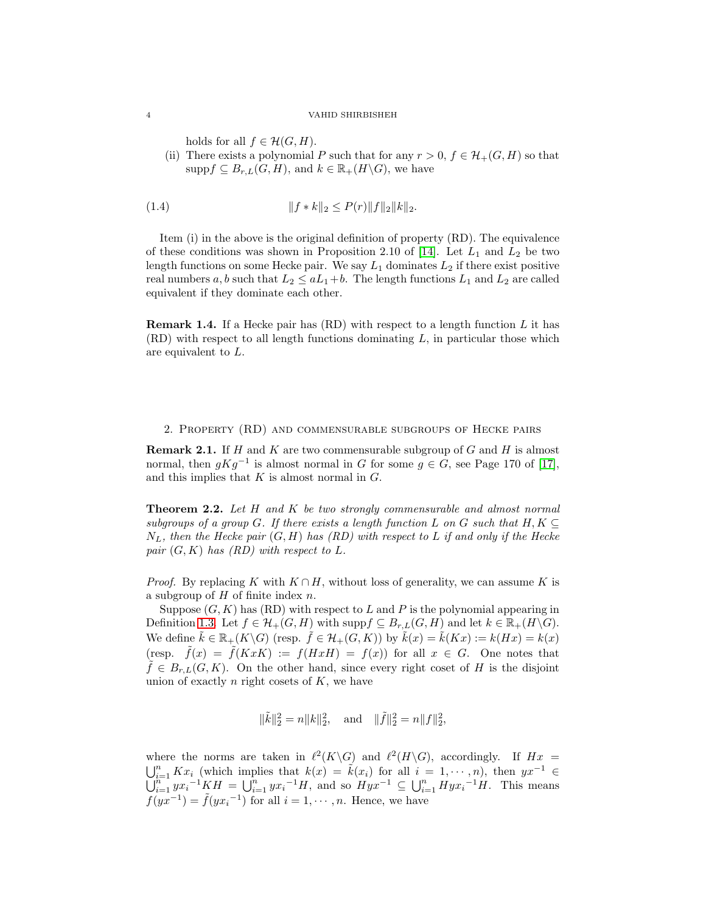holds for all $f \in \mathcal{H}(G, H)$.

(ii) There exists a polynomial $P$ such that for any $r > 0$, $f \in \mathcal{H}_+(G, H)$ so that $\mathrm{supp} f \subseteq B_{r,L}(G, H)$, and $k \in \mathbb{R}_+(H\backslash G)$, we have

$$\|f * k\|_2 \leq P(r)\|f\|_2\|k\|_2. \tag{1.4}$$

Item (i) in the above is the original definition of property (RD). The equivalence of these conditions was shown in Proposition 2.10 of [14]. Let $L_1$ and $L_2$ be two length functions on some Hecke pair. We say $L_1$ dominates $L_2$ if there exist positive real numbers $a, b$ such that $L_2 \leq aL_1 + b$. The length functions $L_1$ and $L_2$ are called equivalent if they dominate each other.

**Remark 1.4.** If a Hecke pair has (RD) with respect to a length function $L$ it has (RD) with respect to all length functions dominating $L$, in particular those which are equivalent to $L$.

## 2. Property (RD) and commensurable subgroups of Hecke pairs

**Remark 2.1.** If $H$ and $K$ are two commensurable subgroup of $G$ and $H$ is almost normal, then $gKg^{-1}$ is almost normal in $G$ for some $g \in G$, see Page 170 of [17], and this implies that $K$ is almost normal in $G$.

**Theorem 2.2.** *Let $H$ and $K$ be two strongly commensurable and almost normal subgroups of a group $G$. If there exists a length function $L$ on $G$ such that $H, K \subseteq N_L$, then the Hecke pair $(G, H)$ has (RD) with respect to $L$ if and only if the Hecke pair $(G, K)$ has (RD) with respect to $L$.*

*Proof.* By replacing $K$ with $K \cap H$, without loss of generality, we can assume $K$ is a subgroup of $H$ of finite index $n$.

Suppose $(G, K)$ has (RD) with respect to $L$ and $P$ is the polynomial appearing in Definition 1.3. Let $f \in \mathcal{H}_+(G, H)$ with $\mathrm{supp} f \subseteq B_{r,L}(G, H)$ and let $k \in \mathbb{R}_+(H\backslash G)$. We define $\tilde{k} \in \mathbb{R}_+(K\backslash G)$ (resp. $\tilde{f} \in \mathcal{H}_+(G, K)$) by $\tilde{k}(x) = \tilde{k}(Kx) := k(Hx) = k(x)$ (resp. $\tilde{f}(x) = \tilde{f}(KxK) := f(HxH) = f(x)$) for all $x \in G$. One notes that $\tilde{f} \in B_{r,L}(G, K)$. On the other hand, since every right coset of $H$ is the disjoint union of exactly $n$ right cosets of $K$, we have

$$\|\tilde{k}\|_2^2 = n\|k\|_2^2, \quad \text{and} \quad \|\tilde{f}\|_2^2 = n\|f\|_2^2,$$

where the norms are taken in $\ell^2(K\backslash G)$ and $\ell^2(H\backslash G)$, accordingly. If $Hx = \bigcup_{i=1}^n Kx_i$ (which implies that $k(x) = \tilde{k}(x_i)$ for all $i = 1, \cdots, n$), then $yx^{-1} \in \bigcup_{i=1}^n yx_i{}^{-1}KH = \bigcup_{i=1}^n yx_i{}^{-1}H$, and so $Hyx^{-1} \subseteq \bigcup_{i=1}^n Hyx_i{}^{-1}H$. This means $f(yx^{-1}) = \tilde{f}(yx_i{}^{-1})$ for all $i = 1, \cdots, n$. Hence, we have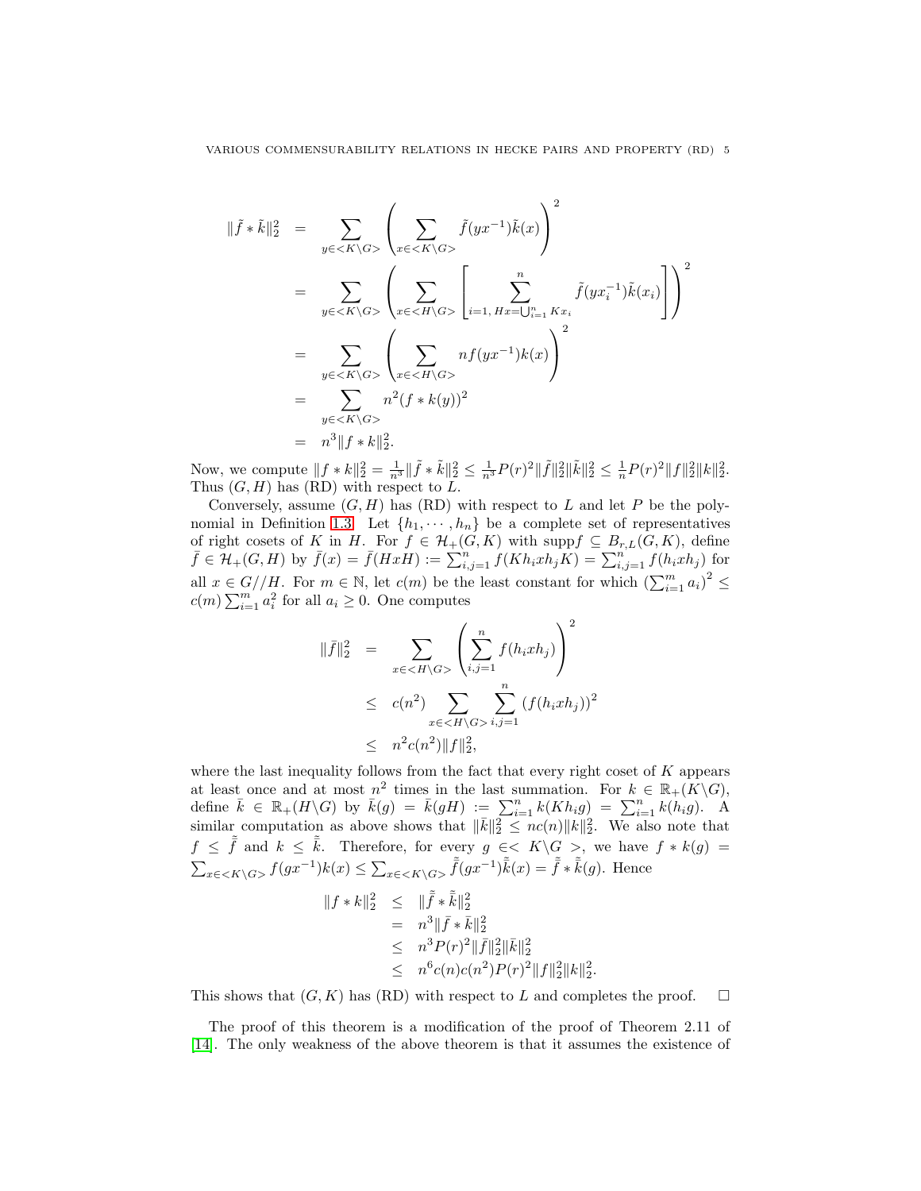$$
\begin{aligned}
\|\tilde{f} * \tilde{k}\|_2^2 &= \sum_{y \in <K\backslash G>} \left( \sum_{x \in <K\backslash G>} \tilde{f}(yx^{-1})\tilde{k}(x) \right)^2 \\
&= \sum_{y \in <K\backslash G>} \left( \sum_{x \in <H\backslash G>} \left[ \sum_{i=1,\, Hx = \bigcup_{i=1}^n Kx_i}^{n} \tilde{f}(yx_i^{-1})\tilde{k}(x_i) \right] \right)^2 \\
&= \sum_{y \in <K\backslash G>} \left( \sum_{x \in <H\backslash G>} n f(yx^{-1})k(x) \right)^2 \\
&= \sum_{y \in <K\backslash G>} n^2 (f * k(y))^2 \\
&= n^3 \|f * k\|_2^2.
\end{aligned}
$$

Now, we compute $\|f * k\|_2^2 = \frac{1}{n^3}\|\tilde{f} * \tilde{k}\|_2^2 \le \frac{1}{n^3} P(r)^2 \|\tilde{f}\|_2^2 \|\tilde{k}\|_2^2 \le \frac{1}{n} P(r)^2 \|f\|_2^2 \|k\|_2^2$. Thus $(G, H)$ has (RD) with respect to $L$.

Conversely, assume $(G, H)$ has (RD) with respect to $L$ and let $P$ be the polynomial in Definition 1.3. Let $\{h_1, \cdots, h_n\}$ be a complete set of representatives of right cosets of $K$ in $H$. For $f \in \mathcal{H}_+(G, K)$ with $\mathrm{supp} f \subseteq B_{r,L}(G, K)$, define $\bar{f} \in \mathcal{H}_+(G, H)$ by $\bar{f}(x) = \bar{f}(HxH) := \sum_{i,j=1}^n f(Kh_ixh_jK) = \sum_{i,j=1}^n f(h_ixh_j)$ for all $x \in G//H$. For $m \in \mathbb{N}$, let $c(m)$ be the least constant for which $\left(\sum_{i=1}^m a_i\right)^2 \le c(m)\sum_{i=1}^m a_i^2$ for all $a_i \ge 0$. One computes

$$
\begin{aligned}
\|\bar{f}\|_2^2 &= \sum_{x \in <H\backslash G>} \left( \sum_{i,j=1}^n f(h_ixh_j) \right)^2 \\
&\le c(n^2) \sum_{x \in <H\backslash G>} \sum_{i,j=1}^n \left(f(h_ixh_j)\right)^2 \\
&\le n^2 c(n^2) \|f\|_2^2,
\end{aligned}
$$

where the last inequality follows from the fact that every right coset of $K$ appears at least once and at most $n^2$ times in the last summation. For $k \in \mathbb{R}_+(K\backslash G)$, define $\bar{k} \in \mathbb{R}_+(H\backslash G)$ by $\bar{k}(g) = \bar{k}(gH) := \sum_{i=1}^n k(Kh_ig) = \sum_{i=1}^n k(h_ig)$. A similar computation as above shows that $\|\bar{k}\|_2^2 \le nc(n)\|k\|_2^2$. We also note that $f \le \tilde{\bar{f}}$ and $k \le \tilde{\bar{k}}$. Therefore, for every $g \in <K\backslash G>$, we have $f * k(g) = \sum_{x \in <K\backslash G>} f(gx^{-1})k(x) \le \sum_{x \in <K\backslash G>} \tilde{\bar{f}}(gx^{-1})\tilde{\bar{k}}(x) = \tilde{\bar{f}} * \tilde{\bar{k}}(g)$. Hence

$$
\begin{aligned}
\|f * k\|_2^2 &\le \|\tilde{\bar{f}} * \tilde{\bar{k}}\|_2^2 \\
&= n^3 \|\bar{f} * \bar{k}\|_2^2 \\
&\le n^3 P(r)^2 \|\bar{f}\|_2^2 \|\bar{k}\|_2^2 \\
&\le n^6 c(n) c(n^2) P(r)^2 \|f\|_2^2 \|k\|_2^2.
\end{aligned}
$$

This shows that $(G, K)$ has (RD) with respect to $L$ and completes the proof. $\square$

The proof of this theorem is a modification of the proof of Theorem 2.11 of [14]. The only weakness of the above theorem is that it assumes the existence of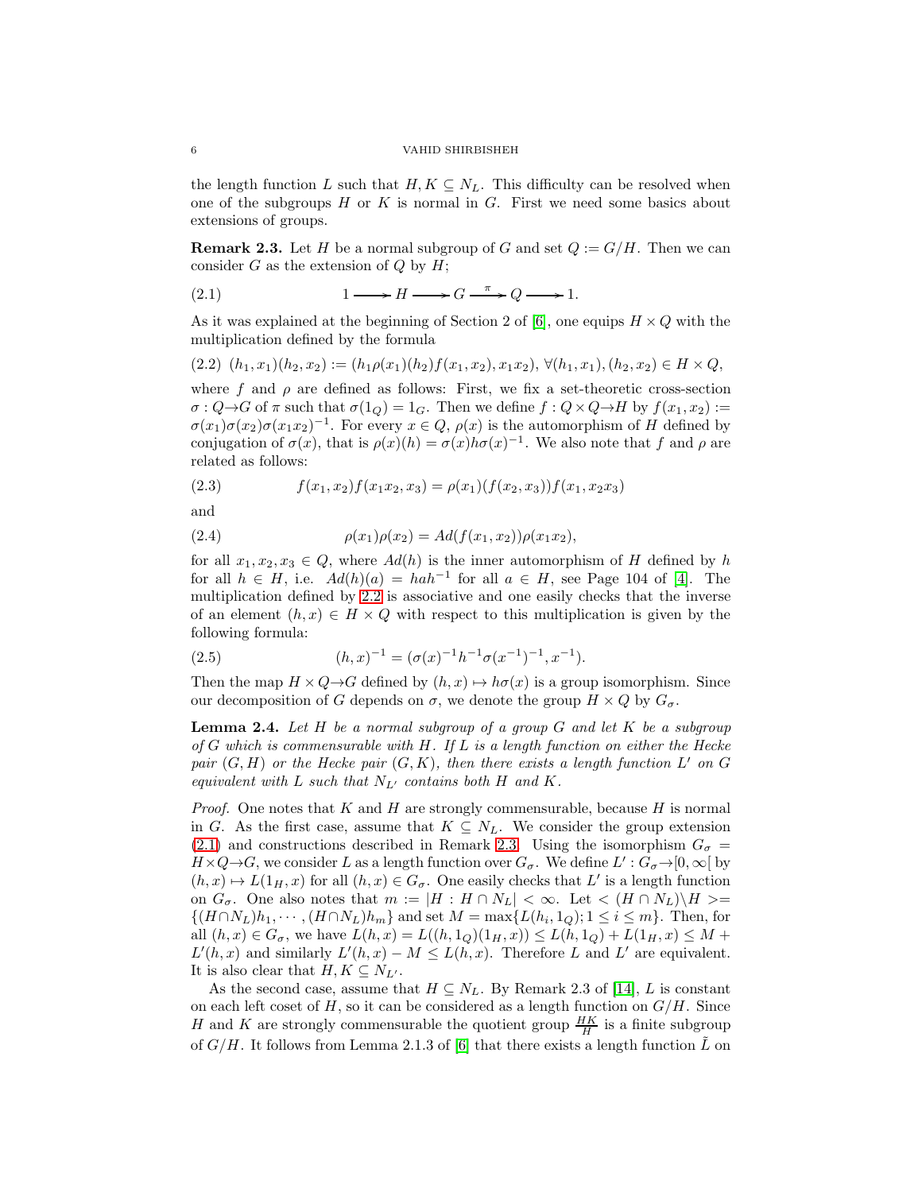the length function $L$ such that $H, K \subseteq N_L$. This difficulty can be resolved when one of the subgroups $H$ or $K$ is normal in $G$. First we need some basics about extensions of groups.

**Remark 2.3.** Let $H$ be a normal subgroup of $G$ and set $Q := G/H$. Then we can consider $G$ as the extension of $Q$ by $H$;

$$1 \longrightarrow H \longrightarrow G \xrightarrow{\ \pi\ } Q \longrightarrow 1. \tag{2.1}$$

As it was explained at the beginning of Section 2 of [6], one equips $H \times Q$ with the multiplication defined by the formula

$$(h_1, x_1)(h_2, x_2) := (h_1\rho(x_1)(h_2)f(x_1, x_2), x_1x_2),\ \forall (h_1, x_1), (h_2, x_2) \in H \times Q, \tag{2.2}$$

where $f$ and $\rho$ are defined as follows: First, we fix a set-theoretic cross-section $\sigma : Q \to G$ of $\pi$ such that $\sigma(1_Q) = 1_G$. Then we define $f : Q \times Q \to H$ by $f(x_1, x_2) := \sigma(x_1)\sigma(x_2)\sigma(x_1x_2)^{-1}$. For every $x \in Q$, $\rho(x)$ is the automorphism of $H$ defined by conjugation of $\sigma(x)$, that is $\rho(x)(h) = \sigma(x)h\sigma(x)^{-1}$. We also note that $f$ and $\rho$ are related as follows:

$$f(x_1, x_2)f(x_1x_2, x_3) = \rho(x_1)(f(x_2, x_3))f(x_1, x_2x_3) \tag{2.3}$$

and

$$\rho(x_1)\rho(x_2) = Ad(f(x_1, x_2))\rho(x_1x_2), \tag{2.4}$$

for all $x_1, x_2, x_3 \in Q$, where $Ad(h)$ is the inner automorphism of $H$ defined by $h$ for all $h \in H$, i.e. $Ad(h)(a) = hah^{-1}$ for all $a \in H$, see Page 104 of [4]. The multiplication defined by 2.2 is associative and one easily checks that the inverse of an element $(h, x) \in H \times Q$ with respect to this multiplication is given by the following formula:

$$(h, x)^{-1} = (\sigma(x)^{-1}h^{-1}\sigma(x^{-1})^{-1}, x^{-1}). \tag{2.5}$$

Then the map $H \times Q \to G$ defined by $(h, x) \mapsto h\sigma(x)$ is a group isomorphism. Since our decomposition of $G$ depends on $\sigma$, we denote the group $H \times Q$ by $G_\sigma$.

**Lemma 2.4.** *Let $H$ be a normal subgroup of a group $G$ and let $K$ be a subgroup of $G$ which is commensurable with $H$. If $L$ is a length function on either the Hecke pair $(G, H)$ or the Hecke pair $(G, K)$, then there exists a length function $L'$ on $G$ equivalent with $L$ such that $N_{L'}$ contains both $H$ and $K$.*

*Proof.* One notes that $K$ and $H$ are strongly commensurable, because $H$ is normal in $G$. As the first case, assume that $K \subseteq N_L$. We consider the group extension (2.1) and constructions described in Remark 2.3. Using the isomorphism $G_\sigma = H \times Q \to G$, we consider $L$ as a length function over $G_\sigma$. We define $L' : G_\sigma \to [0, \infty[$ by $(h, x) \mapsto L(1_H, x)$ for all $(h, x) \in G_\sigma$. One easily checks that $L'$ is a length function on $G_\sigma$. One also notes that $m := |H : H \cap N_L| < \infty$. Let $< (H \cap N_L)\backslash H >= \{(H \cap N_L)h_1, \cdots, (H \cap N_L)h_m\}$ and set $M = \max\{L(h_i, 1_Q); 1 \leq i \leq m\}$. Then, for all $(h, x) \in G_\sigma$, we have $L(h, x) = L((h, 1_Q)(1_H, x)) \leq L(h, 1_Q) + L(1_H, x) \leq M + L'(h, x)$ and similarly $L'(h, x) - M \leq L(h, x)$. Therefore $L$ and $L'$ are equivalent. It is also clear that $H, K \subseteq N_{L'}$.

As the second case, assume that $H \subseteq N_L$. By Remark 2.3 of [14], $L$ is constant on each left coset of $H$, so it can be considered as a length function on $G/H$. Since $H$ and $K$ are strongly commensurable the quotient group $\frac{HK}{H}$ is a finite subgroup of $G/H$. It follows from Lemma 2.1.3 of [6] that there exists a length function $\tilde{L}$ on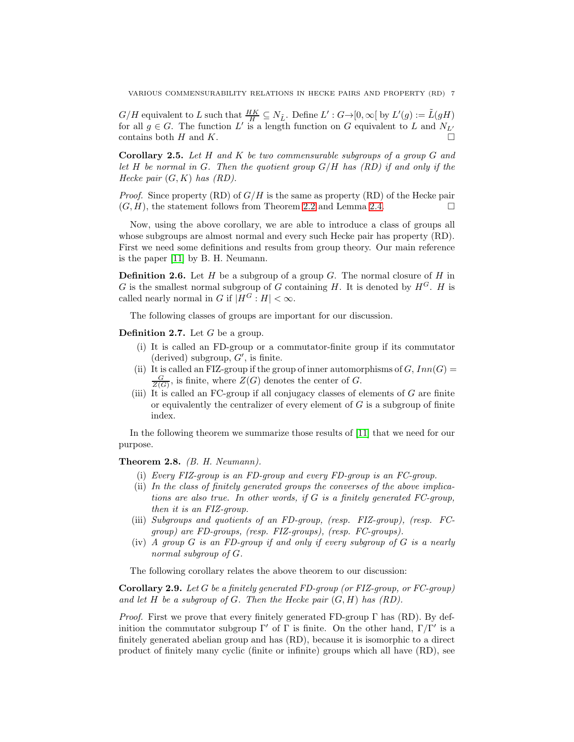$G/H$ equivalent to $L$ such that $\frac{HK}{H} \subseteq N_{\tilde{L}}$. Define $L' : G \to [0, \infty[$ by $L'(g) := \tilde{L}(gH)$ for all $g \in G$. The function $L'$ is a length function on $G$ equivalent to $L$ and $N_{L'}$ contains both $H$ and $K$. □

**Corollary 2.5.** *Let $H$ and $K$ be two commensurable subgroups of a group $G$ and let $H$ be normal in $G$. Then the quotient group $G/H$ has (RD) if and only if the Hecke pair $(G, K)$ has (RD).*

*Proof.* Since property (RD) of $G/H$ is the same as property (RD) of the Hecke pair $(G, H)$, the statement follows from Theorem 2.2 and Lemma 2.4. □

Now, using the above corollary, we are able to introduce a class of groups all whose subgroups are almost normal and every such Hecke pair has property (RD). First we need some definitions and results from group theory. Our main reference is the paper [11] by B. H. Neumann.

**Definition 2.6.** Let $H$ be a subgroup of a group $G$. The normal closure of $H$ in $G$ is the smallest normal subgroup of $G$ containing $H$. It is denoted by $H^G$. $H$ is called nearly normal in $G$ if $|H^G : H| < \infty$.

The following classes of groups are important for our discussion.

**Definition 2.7.** Let $G$ be a group.

- (i) It is called an FD-group or a commutator-finite group if its commutator (derived) subgroup, $G'$, is finite.
- (ii) It is called an FIZ-group if the group of inner automorphisms of $G$, $Inn(G) = \frac{G}{Z(G)}$, is finite, where $Z(G)$ denotes the center of $G$.
- (iii) It is called an FC-group if all conjugacy classes of elements of $G$ are finite or equivalently the centralizer of every element of $G$ is a subgroup of finite index.

In the following theorem we summarize those results of [11] that we need for our purpose.

**Theorem 2.8.** *(B. H. Neumann).*

- (i) *Every FIZ-group is an FD-group and every FD-group is an FC-group.*
- (ii) *In the class of finitely generated groups the converses of the above implications are also true. In other words, if $G$ is a finitely generated FC-group, then it is an FIZ-group.*
- (iii) *Subgroups and quotients of an FD-group, (resp. FIZ-group), (resp. FC-group) are FD-groups, (resp. FIZ-groups), (resp. FC-groups).*
- (iv) *A group $G$ is an FD-group if and only if every subgroup of $G$ is a nearly normal subgroup of $G$.*

The following corollary relates the above theorem to our discussion:

**Corollary 2.9.** *Let $G$ be a finitely generated FD-group (or FIZ-group, or FC-group) and let $H$ be a subgroup of $G$. Then the Hecke pair $(G, H)$ has (RD).*

*Proof.* First we prove that every finitely generated FD-group $\Gamma$ has (RD). By definition the commutator subgroup $\Gamma'$ of $\Gamma$ is finite. On the other hand, $\Gamma/\Gamma'$ is a finitely generated abelian group and has (RD), because it is isomorphic to a direct product of finitely many cyclic (finite or infinite) groups which all have (RD), see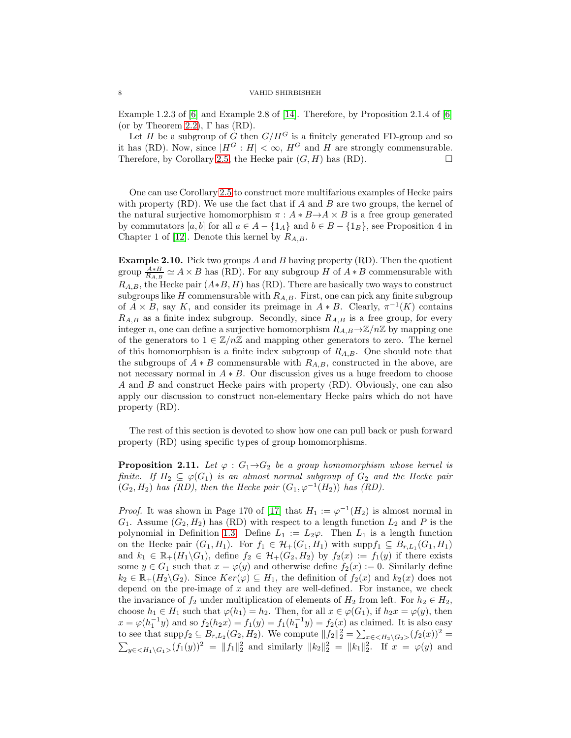Example 1.2.3 of [6] and Example 2.8 of [14]. Therefore, by Proposition 2.1.4 of [6] (or by Theorem 2.2), $\Gamma$ has (RD).

Let $H$ be a subgroup of $G$ then $G/H^G$ is a finitely generated FD-group and so it has (RD). Now, since $|H^G : H| < \infty$, $H^G$ and $H$ are strongly commensurable. Therefore, by Corollary 2.5, the Hecke pair $(G, H)$ has (RD). $\square$

One can use Corollary 2.5 to construct more multifarious examples of Hecke pairs with property (RD). We use the fact that if $A$ and $B$ are two groups, the kernel of the natural surjective homomorphism $\pi : A * B \to A \times B$ is a free group generated by commutators $[a, b]$ for all $a \in A - \{1_A\}$ and $b \in B - \{1_B\}$, see Proposition 4 in Chapter 1 of [12]. Denote this kernel by $R_{A,B}$.

**Example 2.10.** Pick two groups $A$ and $B$ having property (RD). Then the quotient group $\frac{A*B}{R_{A,B}} \simeq A \times B$ has (RD). For any subgroup $H$ of $A * B$ commensurable with $R_{A,B}$, the Hecke pair $(A*B, H)$ has (RD). There are basically two ways to construct subgroups like $H$ commensurable with $R_{A,B}$. First, one can pick any finite subgroup of $A \times B$, say $K$, and consider its preimage in $A * B$. Clearly, $\pi^{-1}(K)$ contains $R_{A,B}$ as a finite index subgroup. Secondly, since $R_{A,B}$ is a free group, for every integer $n$, one can define a surjective homomorphism $R_{A,B} \to \mathbb{Z}/n\mathbb{Z}$ by mapping one of the generators to $1 \in \mathbb{Z}/n\mathbb{Z}$ and mapping other generators to zero. The kernel of this homomorphism is a finite index subgroup of $R_{A,B}$. One should note that the subgroups of $A * B$ commensurable with $R_{A,B}$, constructed in the above, are not necessary normal in $A * B$. Our discussion gives us a huge freedom to choose $A$ and $B$ and construct Hecke pairs with property (RD). Obviously, one can also apply our discussion to construct non-elementary Hecke pairs which do not have property (RD).

The rest of this section is devoted to show how one can pull back or push forward property (RD) using specific types of group homomorphisms.

**Proposition 2.11.** *Let $\varphi : G_1 \to G_2$ be a group homomorphism whose kernel is finite. If $H_2 \subseteq \varphi(G_1)$ is an almost normal subgroup of $G_2$ and the Hecke pair $(G_2, H_2)$ has (RD), then the Hecke pair $(G_1, \varphi^{-1}(H_2))$ has (RD).*

*Proof.* It was shown in Page 170 of [17] that $H_1 := \varphi^{-1}(H_2)$ is almost normal in $G_1$. Assume $(G_2, H_2)$ has (RD) with respect to a length function $L_2$ and $P$ is the polynomial in Definition 1.3. Define $L_1 := L_2\varphi$. Then $L_1$ is a length function on the Hecke pair $(G_1, H_1)$. For $f_1 \in \mathcal{H}_+(G_1, H_1)$ with $\mathrm{supp} f_1 \subseteq B_{r,L_1}(G_1, H_1)$ and $k_1 \in \mathbb{R}_+(H_1\backslash G_1)$, define $f_2 \in \mathcal{H}_+(G_2, H_2)$ by $f_2(x) := f_1(y)$ if there exists some $y \in G_1$ such that $x = \varphi(y)$ and otherwise define $f_2(x) := 0$. Similarly define $k_2 \in \mathbb{R}_+(H_2\backslash G_2)$. Since $Ker(\varphi) \subseteq H_1$, the definition of $f_2(x)$ and $k_2(x)$ does not depend on the pre-image of $x$ and they are well-defined. For instance, we check the invariance of $f_2$ under multiplication of elements of $H_2$ from left. For $h_2 \in H_2$, choose $h_1 \in H_1$ such that $\varphi(h_1) = h_2$. Then, for all $x \in \varphi(G_1)$, if $h_2 x = \varphi(y)$, then $x = \varphi(h_1^{-1}y)$ and so $f_2(h_2 x) = f_1(y) = f_1(h_1^{-1}y) = f_2(x)$ as claimed. It is also easy to see that $\mathrm{supp} f_2 \subseteq B_{r,L_2}(G_2, H_2)$. We compute $\|f_2\|_2^2 = \sum_{x \in <H_2\backslash G_2>} (f_2(x))^2 = \sum_{y \in <H_1\backslash G_1>} (f_1(y))^2 = \|f_1\|_2^2$ and similarly $\|k_2\|_2^2 = \|k_1\|_2^2$. If $x = \varphi(y)$ and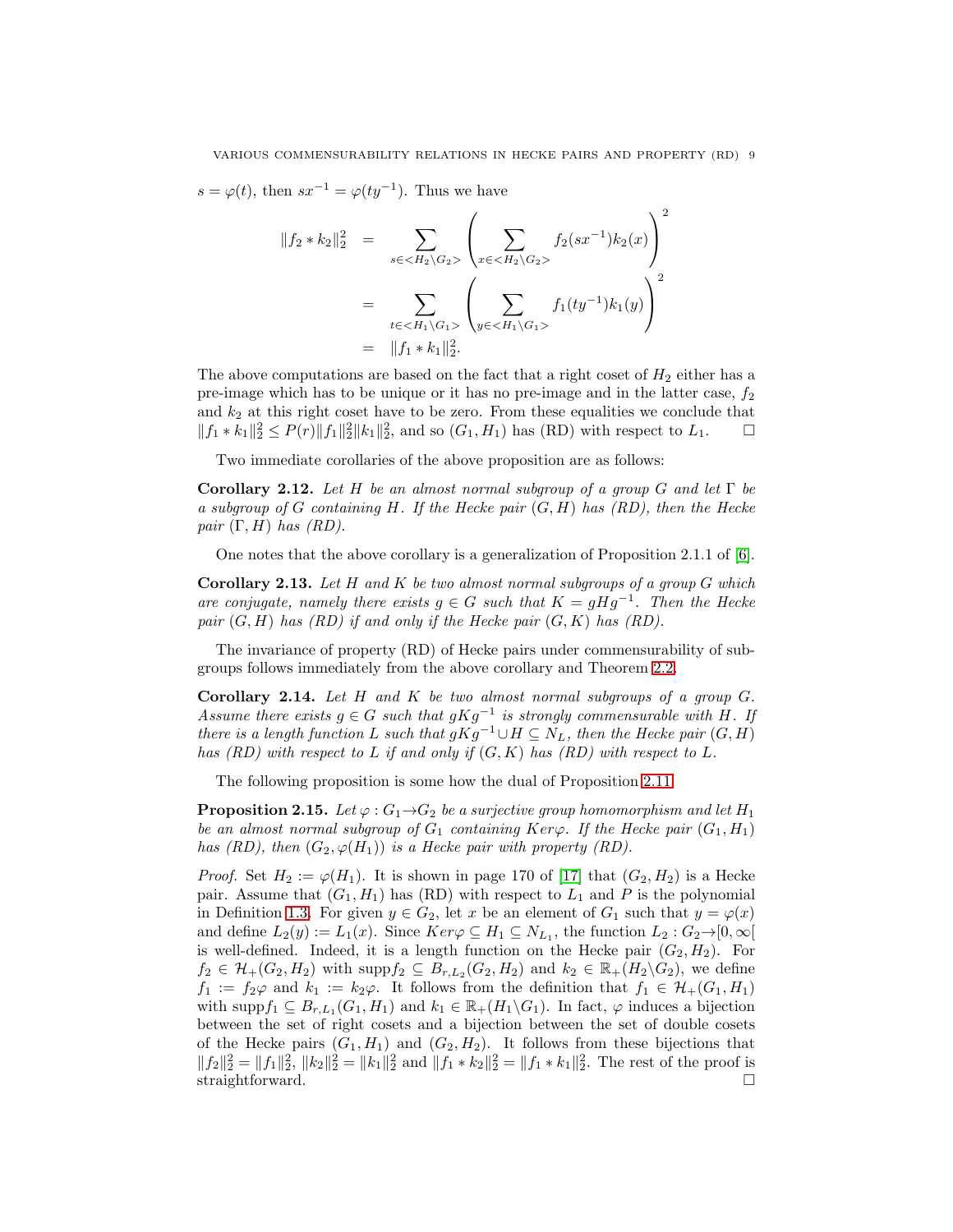$s = \varphi(t)$, then $sx^{-1} = \varphi(ty^{-1})$. Thus we have

$$
\begin{aligned}
\|f_2 * k_2\|_2^2 &= \sum_{s \in <H_2\backslash G_2>} \left( \sum_{x \in <H_2\backslash G_2>} f_2(sx^{-1})k_2(x) \right)^2 \\
&= \sum_{t \in <H_1\backslash G_1>} \left( \sum_{y \in <H_1\backslash G_1>} f_1(ty^{-1})k_1(y) \right)^2 \\
&= \|f_1 * k_1\|_2^2.
\end{aligned}
$$

The above computations are based on the fact that a right coset of $H_2$ either has a pre-image which has to be unique or it has no pre-image and in the latter case, $f_2$ and $k_2$ at this right coset have to be zero. From these equalities we conclude that $\|f_1 * k_1\|_2^2 \leq P(r)\|f_1\|_2^2\|k_1\|_2^2$, and so $(G_1, H_1)$ has (RD) with respect to $L_1$. □

Two immediate corollaries of the above proposition are as follows:

**Corollary 2.12.** *Let $H$ be an almost normal subgroup of a group $G$ and let $\Gamma$ be a subgroup of $G$ containing $H$. If the Hecke pair $(G, H)$ has (RD), then the Hecke pair $(\Gamma, H)$ has (RD).*

One notes that the above corollary is a generalization of Proposition 2.1.1 of [6].

**Corollary 2.13.** *Let $H$ and $K$ be two almost normal subgroups of a group $G$ which are conjugate, namely there exists $g \in G$ such that $K = gHg^{-1}$. Then the Hecke pair $(G, H)$ has (RD) if and only if the Hecke pair $(G, K)$ has (RD).*

The invariance of property (RD) of Hecke pairs under commensurability of subgroups follows immediately from the above corollary and Theorem 2.2.

**Corollary 2.14.** *Let $H$ and $K$ be two almost normal subgroups of a group $G$. Assume there exists $g \in G$ such that $gKg^{-1}$ is strongly commensurable with $H$. If there is a length function $L$ such that $gKg^{-1} \cup H \subseteq N_L$, then the Hecke pair $(G, H)$ has (RD) with respect to $L$ if and only if $(G, K)$ has (RD) with respect to $L$.*

The following proposition is some how the dual of Proposition 2.11.

**Proposition 2.15.** *Let $\varphi : G_1 \to G_2$ be a surjective group homomorphism and let $H_1$ be an almost normal subgroup of $G_1$ containing $Ker\varphi$. If the Hecke pair $(G_1, H_1)$ has (RD), then $(G_2, \varphi(H_1))$ is a Hecke pair with property (RD).*

*Proof.* Set $H_2 := \varphi(H_1)$. It is shown in page 170 of [17] that $(G_2, H_2)$ is a Hecke pair. Assume that $(G_1, H_1)$ has (RD) with respect to $L_1$ and $P$ is the polynomial in Definition 1.3. For given $y \in G_2$, let $x$ be an element of $G_1$ such that $y = \varphi(x)$ and define $L_2(y) := L_1(x)$. Since $Ker\varphi \subseteq H_1 \subseteq N_{L_1}$, the function $L_2 : G_2 \to [0, \infty[$ is well-defined. Indeed, it is a length function on the Hecke pair $(G_2, H_2)$. For $f_2 \in \mathcal{H}_+(G_2, H_2)$ with $\text{supp} f_2 \subseteq B_{r,L_2}(G_2, H_2)$ and $k_2 \in \mathbb{R}_+(H_2\backslash G_2)$, we define $f_1 := f_2\varphi$ and $k_1 := k_2\varphi$. It follows from the definition that $f_1 \in \mathcal{H}_+(G_1, H_1)$ with $\text{supp} f_1 \subseteq B_{r,L_1}(G_1, H_1)$ and $k_1 \in \mathbb{R}_+(H_1\backslash G_1)$. In fact, $\varphi$ induces a bijection between the set of right cosets and a bijection between the set of double cosets of the Hecke pairs $(G_1, H_1)$ and $(G_2, H_2)$. It follows from these bijections that $\|f_2\|_2^2 = \|f_1\|_2^2$, $\|k_2\|_2^2 = \|k_1\|_2^2$ and $\|f_1 * k_2\|_2^2 = \|f_1 * k_1\|_2^2$. The rest of the proof is straightforward. □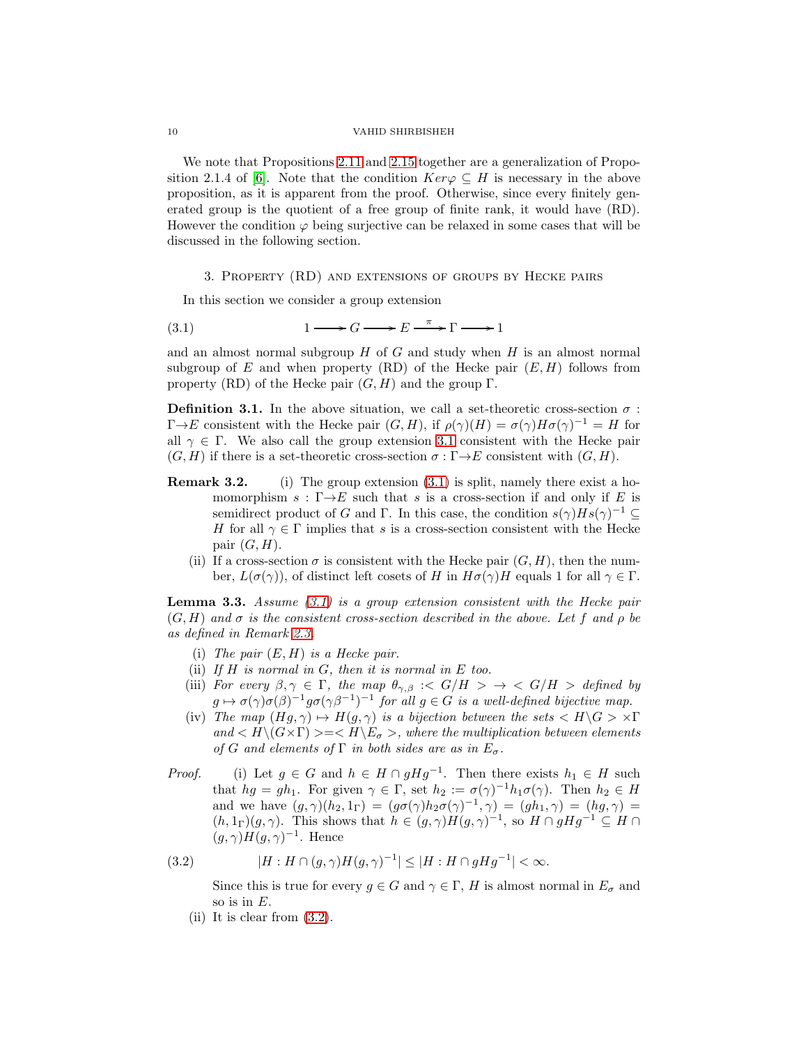We note that Propositions 2.11 and 2.15 together are a generalization of Proposition 2.1.4 of [6]. Note that the condition $Ker\varphi \subseteq H$ is necessary in the above proposition, as it is apparent from the proof. Otherwise, since every finitely generated group is the quotient of a free group of finite rank, it would have (RD). However the condition $\varphi$ being surjective can be relaxed in some cases that will be discussed in the following section.

## 3. Property (RD) and extensions of groups by Hecke pairs

In this section we consider a group extension

$$1 \longrightarrow G \longrightarrow E \xrightarrow{\pi} \Gamma \longrightarrow 1 \tag{3.1}$$

and an almost normal subgroup $H$ of $G$ and study when $H$ is an almost normal subgroup of $E$ and when property (RD) of the Hecke pair $(E, H)$ follows from property (RD) of the Hecke pair $(G, H)$ and the group $\Gamma$.

**Definition 3.1.** In the above situation, we call a set-theoretic cross-section $\sigma : \Gamma \to E$ consistent with the Hecke pair $(G, H)$, if $\rho(\gamma)(H) = \sigma(\gamma)H\sigma(\gamma)^{-1} = H$ for all $\gamma \in \Gamma$. We also call the group extension 3.1 consistent with the Hecke pair $(G, H)$ if there is a set-theoretic cross-section $\sigma : \Gamma \to E$ consistent with $(G, H)$.

**Remark 3.2.**
- (i) The group extension (3.1) is split, namely there exist a homomorphism $s : \Gamma \to E$ such that $s$ is a cross-section if and only if $E$ is semidirect product of $G$ and $\Gamma$. In this case, the condition $s(\gamma)Hs(\gamma)^{-1} \subseteq H$ for all $\gamma \in \Gamma$ implies that $s$ is a cross-section consistent with the Hecke pair $(G, H)$.
- (ii) If a cross-section $\sigma$ is consistent with the Hecke pair $(G, H)$, then the number, $L(\sigma(\gamma))$, of distinct left cosets of $H$ in $H\sigma(\gamma)H$ equals 1 for all $\gamma \in \Gamma$.

**Lemma 3.3.** *Assume (3.1) is a group extension consistent with the Hecke pair $(G, H)$ and $\sigma$ is the consistent cross-section described in the above. Let $f$ and $\rho$ be as defined in Remark 2.3.*

- (i) *The pair $(E, H)$ is a Hecke pair.*
- (ii) *If $H$ is normal in $G$, then it is normal in $E$ too.*
- (iii) *For every $\beta, \gamma \in \Gamma$, the map $\theta_{\gamma,\beta} :< G/H > \to < G/H >$ defined by $g \mapsto \sigma(\gamma)\sigma(\beta)^{-1}g\sigma(\gamma\beta^{-1})^{-1}$ for all $g \in G$ is a well-defined bijective map.*
- (iv) *The map $(Hg, \gamma) \mapsto H(g, \gamma)$ is a bijection between the sets $< H\backslash G > \times\Gamma$ and $< H\backslash(G\times\Gamma) >=< H\backslash E_\sigma >$, where the multiplication between elements of $G$ and elements of $\Gamma$ in both sides are as in $E_\sigma$.*

*Proof.*
- (i) Let $g \in G$ and $h \in H \cap gHg^{-1}$. Then there exists $h_1 \in H$ such that $hg = gh_1$. For given $\gamma \in \Gamma$, set $h_2 := \sigma(\gamma)^{-1}h_1\sigma(\gamma)$. Then $h_2 \in H$ and we have $(g, \gamma)(h_2, 1_\Gamma) = (g\sigma(\gamma)h_2\sigma(\gamma)^{-1}, \gamma) = (gh_1, \gamma) = (hg, \gamma) = (h, 1_\Gamma)(g, \gamma)$. This shows that $h \in (g, \gamma)H(g, \gamma)^{-1}$, so $H \cap gHg^{-1} \subseteq H \cap (g, \gamma)H(g, \gamma)^{-1}$. Hence

$$|H : H \cap (g, \gamma)H(g, \gamma)^{-1}| \leq |H : H \cap gHg^{-1}| < \infty. \tag{3.2}$$

  Since this is true for every $g \in G$ and $\gamma \in \Gamma$, $H$ is almost normal in $E_\sigma$ and so is in $E$.
- (ii) It is clear from (3.2).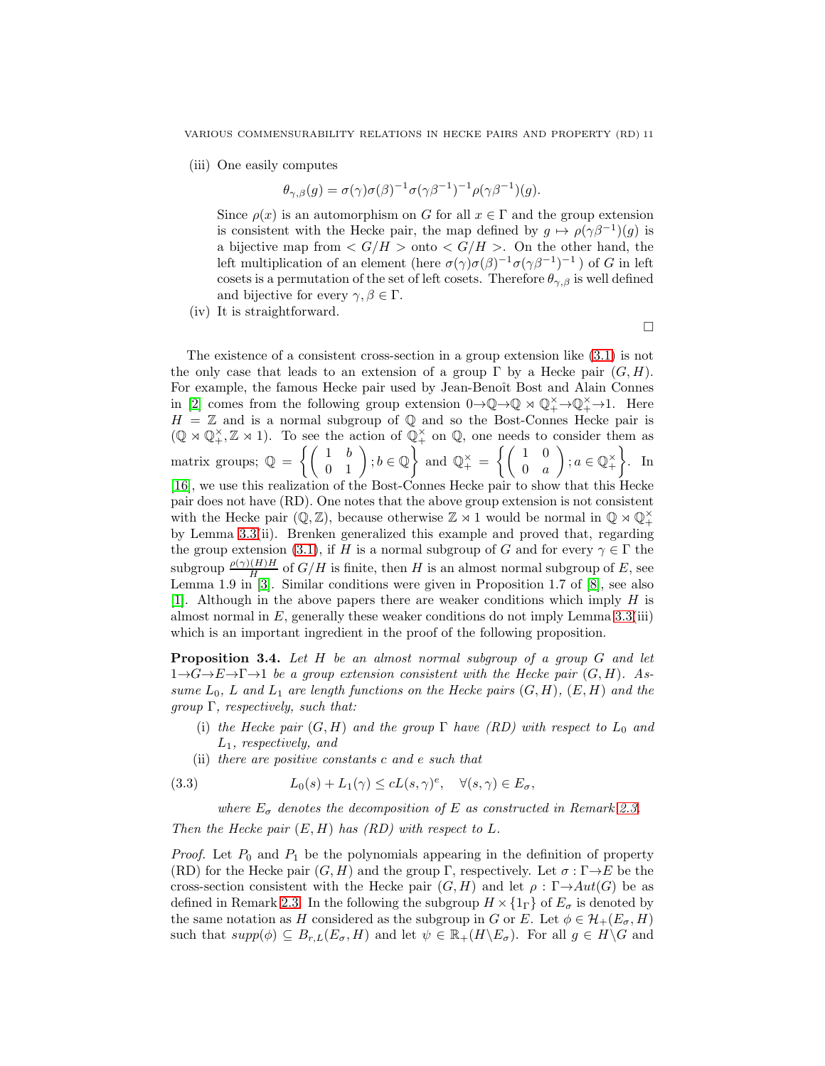(iii) One easily computes

$$\theta_{\gamma,\beta}(g) = \sigma(\gamma)\sigma(\beta)^{-1}\sigma(\gamma\beta^{-1})^{-1}\rho(\gamma\beta^{-1})(g).$$

Since $\rho(x)$ is an automorphism on $G$ for all $x \in \Gamma$ and the group extension is consistent with the Hecke pair, the map defined by $g \mapsto \rho(\gamma\beta^{-1})(g)$ is a bijective map from $< G/H >$ onto $< G/H >$. On the other hand, the left multiplication of an element (here $\sigma(\gamma)\sigma(\beta)^{-1}\sigma(\gamma\beta^{-1})^{-1}$ ) of $G$ in left cosets is a permutation of the set of left cosets. Therefore $\theta_{\gamma,\beta}$ is well defined and bijective for every $\gamma, \beta \in \Gamma$.

(iv) It is straightforward.

□

The existence of a consistent cross-section in a group extension like (3.1) is not the only case that leads to an extension of a group $\Gamma$ by a Hecke pair $(G, H)$. For example, the famous Hecke pair used by Jean-Benoît Bost and Alain Connes in [2] comes from the following group extension $0 \to \mathbb{Q} \to \mathbb{Q} \rtimes \mathbb{Q}^\times_+ \to \mathbb{Q}^\times_+ \to 1$. Here $H = \mathbb{Z}$ and is a normal subgroup of $\mathbb{Q}$ and so the Bost-Connes Hecke pair is $(\mathbb{Q} \rtimes \mathbb{Q}^\times_+, \mathbb{Z} \rtimes 1)$. To see the action of $\mathbb{Q}^\times_+$ on $\mathbb{Q}$, one needs to consider them as matrix groups; $\mathbb{Q} = \left\{ \begin{pmatrix} 1 & b \\ 0 & 1 \end{pmatrix}; b \in \mathbb{Q} \right\}$ and $\mathbb{Q}^\times_+ = \left\{ \begin{pmatrix} 1 & 0 \\ 0 & a \end{pmatrix}; a \in \mathbb{Q}^\times_+ \right\}$. In [16], we use this realization of the Bost-Connes Hecke pair to show that this Hecke pair does not have (RD). One notes that the above group extension is not consistent with the Hecke pair $(\mathbb{Q}, \mathbb{Z})$, because otherwise $\mathbb{Z} \rtimes 1$ would be normal in $\mathbb{Q} \rtimes \mathbb{Q}^\times_+$ by Lemma 3.3(ii). Brenken generalized this example and proved that, regarding the group extension (3.1), if $H$ is a normal subgroup of $G$ and for every $\gamma \in \Gamma$ the subgroup $\frac{\rho(\gamma)(H)H}{H}$ of $G/H$ is finite, then $H$ is an almost normal subgroup of $E$, see Lemma 1.9 in [3]. Similar conditions were given in Proposition 1.7 of [8], see also [1]. Although in the above papers there are weaker conditions which imply $H$ is almost normal in $E$, generally these weaker conditions do not imply Lemma 3.3(iii) which is an important ingredient in the proof of the following proposition.

**Proposition 3.4.** *Let $H$ be an almost normal subgroup of a group $G$ and let $1 \to G \to E \to \Gamma \to 1$ be a group extension consistent with the Hecke pair $(G, H)$. Assume $L_0$, $L$ and $L_1$ are length functions on the Hecke pairs $(G, H)$, $(E, H)$ and the group $\Gamma$, respectively, such that:*

(i) *the Hecke pair $(G, H)$ and the group $\Gamma$ have (RD) with respect to $L_0$ and $L_1$, respectively, and*

(ii) *there are positive constants $c$ and $e$ such that*

$$L_0(s) + L_1(\gamma) \leq cL(s, \gamma)^e, \quad \forall (s, \gamma) \in E_\sigma, \tag{3.3}$$

*where $E_\sigma$ denotes the decomposition of $E$ as constructed in Remark 2.3.*

*Then the Hecke pair $(E, H)$ has (RD) with respect to $L$.*

*Proof.* Let $P_0$ and $P_1$ be the polynomials appearing in the definition of property (RD) for the Hecke pair $(G, H)$ and the group $\Gamma$, respectively. Let $\sigma : \Gamma \to E$ be the cross-section consistent with the Hecke pair $(G, H)$ and let $\rho : \Gamma \to Aut(G)$ be as defined in Remark 2.3. In the following the subgroup $H \times \{1_\Gamma\}$ of $E_\sigma$ is denoted by the same notation as $H$ considered as the subgroup in $G$ or $E$. Let $\phi \in \mathcal{H}_+(E_\sigma, H)$ such that $supp(\phi) \subseteq B_{r,L}(E_\sigma, H)$ and let $\psi \in \mathbb{R}_+(H \backslash E_\sigma)$. For all $g \in H \backslash G$ and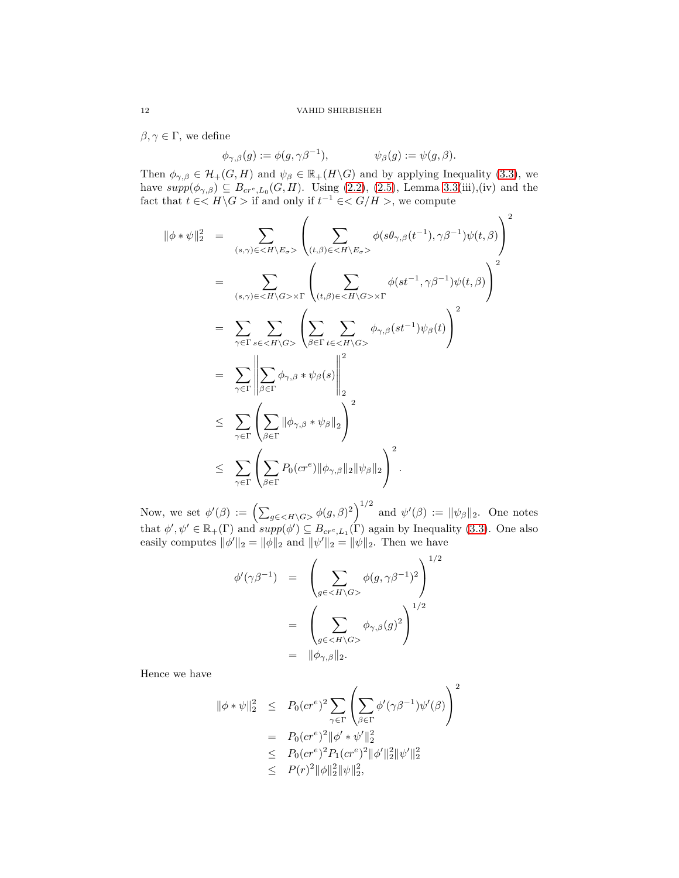$\beta, \gamma \in \Gamma$, we define

$$\phi_{\gamma,\beta}(g) := \phi(g, \gamma\beta^{-1}), \qquad \psi_\beta(g) := \psi(g, \beta).$$

Then $\phi_{\gamma,\beta} \in \mathcal{H}_+(G, H)$ and $\psi_\beta \in \mathbb{R}_+(H\backslash G)$ and by applying Inequality (3.3), we have $supp(\phi_{\gamma,\beta}) \subseteq B_{cr^e, L_0}(G, H)$. Using (2.2), (2.5), Lemma 3.3(iii),(iv) and the fact that $t \in <H\backslash G>$ if and only if $t^{-1} \in <G/H>$, we compute

$$\begin{aligned}
\|\phi * \psi\|_2^2 &= \sum_{(s,\gamma)\in <H\backslash E_\sigma>} \left( \sum_{(t,\beta)\in <H\backslash E_\sigma>} \phi(s\theta_{\gamma,\beta}(t^{-1}), \gamma\beta^{-1})\psi(t,\beta) \right)^2 \\
&= \sum_{(s,\gamma)\in <H\backslash G>\times\Gamma} \left( \sum_{(t,\beta)\in <H\backslash G>\times\Gamma} \phi(st^{-1}, \gamma\beta^{-1})\psi(t,\beta) \right)^2 \\
&= \sum_{\gamma\in\Gamma} \sum_{s\in <H\backslash G>} \left( \sum_{\beta\in\Gamma} \sum_{t\in <H\backslash G>} \phi_{\gamma,\beta}(st^{-1})\psi_\beta(t) \right)^2 \\
&= \sum_{\gamma\in\Gamma} \left\| \sum_{\beta\in\Gamma} \phi_{\gamma,\beta} * \psi_\beta(s) \right\|_2^2 \\
&\leq \sum_{\gamma\in\Gamma} \left( \sum_{\beta\in\Gamma} \|\phi_{\gamma,\beta} * \psi_\beta\|_2 \right)^2 \\
&\leq \sum_{\gamma\in\Gamma} \left( \sum_{\beta\in\Gamma} P_0(cr^e)\|\phi_{\gamma,\beta}\|_2 \|\psi_\beta\|_2 \right)^2.
\end{aligned}$$

Now, we set $\phi'(\beta) := \left(\sum_{g\in <H\backslash G>} \phi(g,\beta)^2\right)^{1/2}$ and $\psi'(\beta) := \|\psi_\beta\|_2$. One notes that $\phi', \psi' \in \mathbb{R}_+(\Gamma)$ and $supp(\phi') \subseteq B_{cr^e, L_1}(\Gamma)$ again by Inequality (3.3). One also easily computes $\|\phi'\|_2 = \|\phi\|_2$ and $\|\psi'\|_2 = \|\psi\|_2$. Then we have

$$\begin{aligned}
\phi'(\gamma\beta^{-1}) &= \left( \sum_{g\in <H\backslash G>} \phi(g, \gamma\beta^{-1})^2 \right)^{1/2} \\
&= \left( \sum_{g\in <H\backslash G>} \phi_{\gamma,\beta}(g)^2 \right)^{1/2} \\
&= \|\phi_{\gamma,\beta}\|_2.
\end{aligned}$$

Hence we have

$$\begin{aligned}
\|\phi * \psi\|_2^2 &\leq P_0(cr^e)^2 \sum_{\gamma\in\Gamma} \left( \sum_{\beta\in\Gamma} \phi'(\gamma\beta^{-1})\psi'(\beta) \right)^2 \\
&= P_0(cr^e)^2 \|\phi' * \psi'\|_2^2 \\
&\leq P_0(cr^e)^2 P_1(cr^e)^2 \|\phi'\|_2^2 \|\psi'\|_2^2 \\
&\leq P(r)^2 \|\phi\|_2^2 \|\psi\|_2^2,
\end{aligned}$$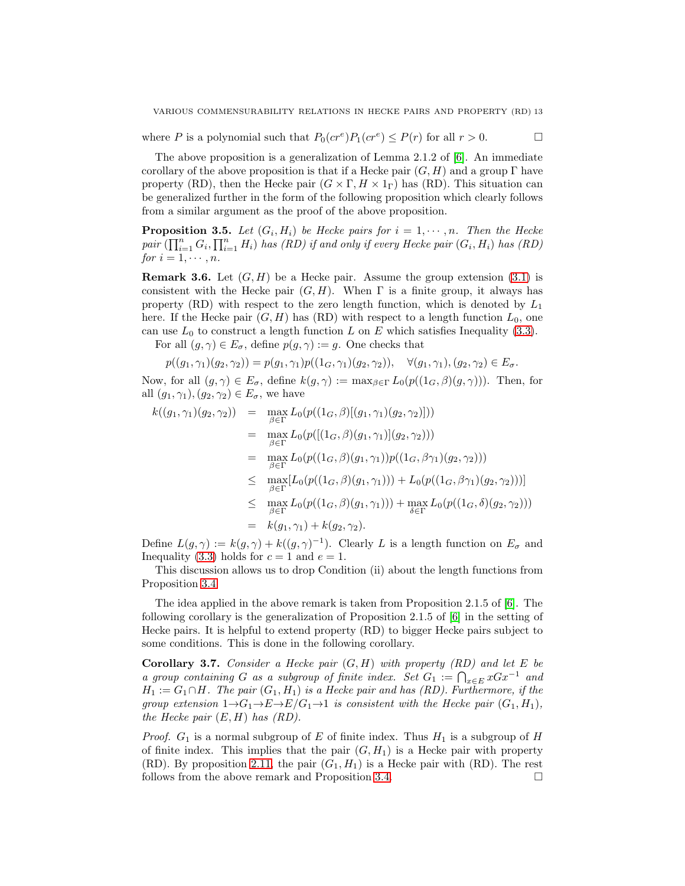where $P$ is a polynomial such that $P_0(cr^e)P_1(cr^e) \leq P(r)$ for all $r > 0$. $\square$

The above proposition is a generalization of Lemma 2.1.2 of [6]. An immediate corollary of the above proposition is that if a Hecke pair $(G, H)$ and a group $\Gamma$ have property (RD), then the Hecke pair $(G \times \Gamma, H \times 1_\Gamma)$ has (RD). This situation can be generalized further in the form of the following proposition which clearly follows from a similar argument as the proof of the above proposition.

**Proposition 3.5.** *Let $(G_i, H_i)$ be Hecke pairs for $i = 1, \cdots, n$. Then the Hecke pair $(\prod_{i=1}^n G_i, \prod_{i=1}^n H_i)$ has (RD) if and only if every Hecke pair $(G_i, H_i)$ has (RD) for $i = 1, \cdots, n$.*

**Remark 3.6.** Let $(G, H)$ be a Hecke pair. Assume the group extension (3.1) is consistent with the Hecke pair $(G, H)$. When $\Gamma$ is a finite group, it always has property (RD) with respect to the zero length function, which is denoted by $L_1$ here. If the Hecke pair $(G, H)$ has (RD) with respect to a length function $L_0$, one can use $L_0$ to construct a length function $L$ on $E$ which satisfies Inequality (3.3).

For all $(g, \gamma) \in E_\sigma$, define $p(g, \gamma) := g$. One checks that

$$p((g_1, \gamma_1)(g_2, \gamma_2)) = p(g_1, \gamma_1)p((1_G, \gamma_1)(g_2, \gamma_2)), \quad \forall (g_1, \gamma_1), (g_2, \gamma_2) \in E_\sigma.$$

Now, for all $(g, \gamma) \in E_\sigma$, define $k(g, \gamma) := \max_{\beta \in \Gamma} L_0(p((1_G, \beta)(g, \gamma)))$. Then, for all $(g_1, \gamma_1), (g_2, \gamma_2) \in E_\sigma$, we have

$$\begin{aligned}
k((g_1, \gamma_1)(g_2, \gamma_2)) &= \max_{\beta \in \Gamma} L_0(p((1_G, \beta)[(g_1, \gamma_1)(g_2, \gamma_2)])) \\
&= \max_{\beta \in \Gamma} L_0(p([(1_G, \beta)(g_1, \gamma_1)](g_2, \gamma_2))) \\
&= \max_{\beta \in \Gamma} L_0(p((1_G, \beta)(g_1, \gamma_1))p((1_G, \beta\gamma_1)(g_2, \gamma_2))) \\
&\leq \max_{\beta \in \Gamma} [L_0(p((1_G, \beta)(g_1, \gamma_1))) + L_0(p((1_G, \beta\gamma_1)(g_2, \gamma_2)))] \\
&\leq \max_{\beta \in \Gamma} L_0(p((1_G, \beta)(g_1, \gamma_1))) + \max_{\delta \in \Gamma} L_0(p((1_G, \delta)(g_2, \gamma_2))) \\
&= k(g_1, \gamma_1) + k(g_2, \gamma_2).
\end{aligned}$$

Define $L(g, \gamma) := k(g, \gamma) + k((g, \gamma)^{-1})$. Clearly $L$ is a length function on $E_\sigma$ and Inequality (3.3) holds for $c = 1$ and $e = 1$.

This discussion allows us to drop Condition (ii) about the length functions from Proposition 3.4.

The idea applied in the above remark is taken from Proposition 2.1.5 of [6]. The following corollary is the generalization of Proposition 2.1.5 of [6] in the setting of Hecke pairs. It is helpful to extend property (RD) to bigger Hecke pairs subject to some conditions. This is done in the following corollary.

**Corollary 3.7.** *Consider a Hecke pair $(G, H)$ with property (RD) and let $E$ be a group containing $G$ as a subgroup of finite index. Set $G_1 := \bigcap_{x \in E} xGx^{-1}$ and $H_1 := G_1 \cap H$. The pair $(G_1, H_1)$ is a Hecke pair and has (RD). Furthermore, if the group extension $1 \to G_1 \to E \to E/G_1 \to 1$ is consistent with the Hecke pair $(G_1, H_1)$, the Hecke pair $(E, H)$ has (RD).*

*Proof.* $G_1$ is a normal subgroup of $E$ of finite index. Thus $H_1$ is a subgroup of $H$ of finite index. This implies that the pair $(G, H_1)$ is a Hecke pair with property (RD). By proposition 2.11, the pair $(G_1, H_1)$ is a Hecke pair with (RD). The rest follows from the above remark and Proposition 3.4. $\square$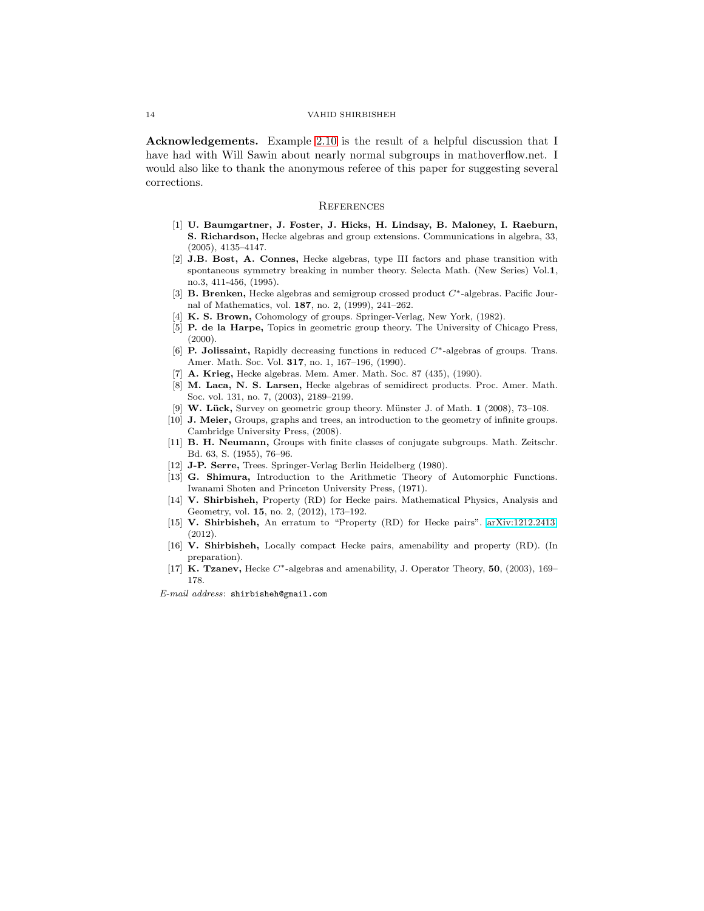**Acknowledgements.** Example 2.10 is the result of a helpful discussion that I have had with Will Sawin about nearly normal subgroups in mathoverflow.net. I would also like to thank the anonymous referee of this paper for suggesting several corrections.

## References

[1] **U. Baumgartner, J. Foster, J. Hicks, H. Lindsay, B. Maloney, I. Raeburn, S. Richardson,** Hecke algebras and group extensions. Communications in algebra, 33, (2005), 4135–4147.

[2] **J.B. Bost, A. Connes,** Hecke algebras, type III factors and phase transition with spontaneous symmetry breaking in number theory. Selecta Math. (New Series) Vol.**1**, no.3, 411-456, (1995).

[3] **B. Brenken,** Hecke algebras and semigroup crossed product $C^*$-algebras. Pacific Journal of Mathematics, vol. **187**, no. 2, (1999), 241–262.

[4] **K. S. Brown,** Cohomology of groups. Springer-Verlag, New York, (1982).

[5] **P. de la Harpe,** Topics in geometric group theory. The University of Chicago Press, (2000).

[6] **P. Jolissaint,** Rapidly decreasing functions in reduced $C^*$-algebras of groups. Trans. Amer. Math. Soc. Vol. **317**, no. 1, 167–196, (1990).

[7] **A. Krieg,** Hecke algebras. Mem. Amer. Math. Soc. 87 (435), (1990).

[8] **M. Laca, N. S. Larsen,** Hecke algebras of semidirect products. Proc. Amer. Math. Soc. vol. 131, no. 7, (2003), 2189–2199.

[9] **W. Lück,** Survey on geometric group theory. Münster J. of Math. **1** (2008), 73–108.

[10] **J. Meier,** Groups, graphs and trees, an introduction to the geometry of infinite groups. Cambridge University Press, (2008).

[11] **B. H. Neumann,** Groups with finite classes of conjugate subgroups. Math. Zeitschr. Bd. 63, S. (1955), 76–96.

[12] **J-P. Serre,** Trees. Springer-Verlag Berlin Heidelberg (1980).

[13] **G. Shimura,** Introduction to the Arithmetic Theory of Automorphic Functions. Iwanami Shoten and Princeton University Press, (1971).

[14] **V. Shirbisheh,** Property (RD) for Hecke pairs. Mathematical Physics, Analysis and Geometry, vol. **15**, no. 2, (2012), 173–192.

[15] **V. Shirbisheh,** An erratum to "Property (RD) for Hecke pairs". arXiv:1212.2413 (2012).

[16] **V. Shirbisheh,** Locally compact Hecke pairs, amenability and property (RD). (In preparation).

[17] **K. Tzanev,** Hecke $C^*$-algebras and amenability, J. Operator Theory, **50**, (2003), 169–178.

*E-mail address*: shirbisheh@gmail.com